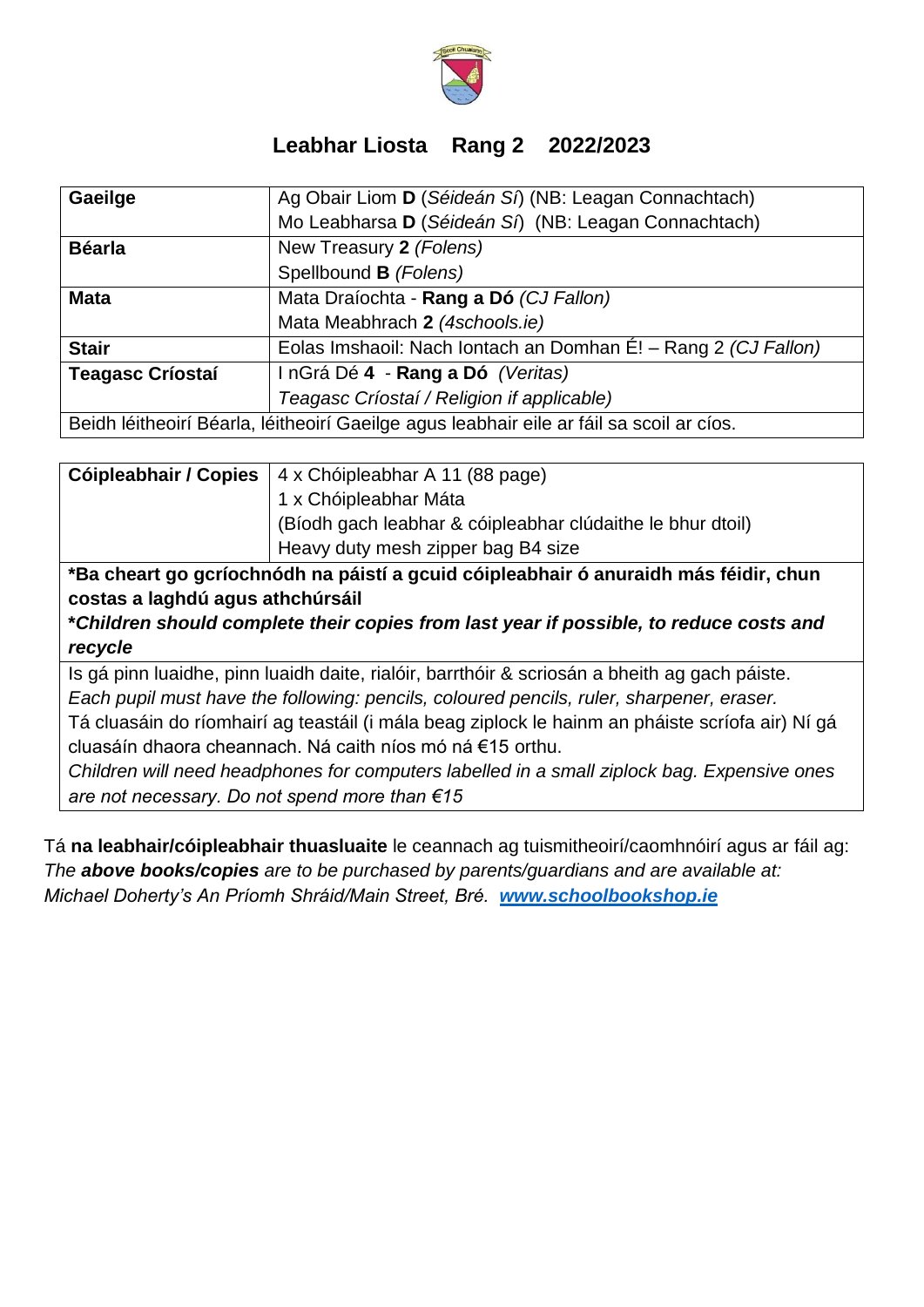# Leabhar Liosta Rang 2 2022/2023

| | |
|---|---|
| **Gaeilge** | Ag Obair Liom **D** (*Séideán Sí*) (NB: Leagan Connachtach)<br>Mo Leabharsa **D** (*Séideán Sí*) (NB: Leagan Connachtach) |
| **Béarla** | New Treasury **2** *(Folens)*<br>Spellbound **B** *(Folens)* |
| **Mata** | Mata Draíochta - **Rang a Dó** *(CJ Fallon)*<br>Mata Meabhrach **2** *(4schools.ie)* |
| **Stair** | Eolas Imshaoil: Nach Iontach an Domhan É! – Rang 2 *(CJ Fallon)* |
| **Teagasc Críostaí** | I nGrá Dé **4** - **Rang a Dó** *(Veritas)*<br>*Teagasc Críostaí / Religion if applicable)* |
| Beidh léitheoirí Béarla, léitheoirí Gaeilge agus leabhair eile ar fáil sa scoil ar cíos. | |

| | |
|---|---|
| **Cóipleabhair / Copies** | 4 x Chóipleabhar A 11 (88 page)<br>1 x Chóipleabhar Máta<br>(Bíodh gach leabhar & cóipleabhar clúdaithe le bhur dtoil)<br>Heavy duty mesh zipper bag B4 size |
| **\*Ba cheart go gcríochnódh na páistí a gcuid cóipleabhair ó anuraidh más féidir, chun costas a laghdú agus athchúrsáil**<br>***\*Children should complete their copies from last year if possible, to reduce costs and recycle*** | |
| Is gá pinn luaidhe, pinn luaidh daite, rialóir, barrthóir & scriosán a bheith ag gach páiste.<br>*Each pupil must have the following: pencils, coloured pencils, ruler, sharpener, eraser.*<br>Tá cluasáin do ríomhairí ag teastáil (i mála beag ziplock le hainm an pháiste scríofa air) Ní gá cluasáín dhaora cheannach. Ná caith níos mó ná €15 orthu.<br>*Children will need headphones for computers labelled in a small ziplock bag. Expensive ones are not necessary. Do not spend more than €15* | |

Tá **na leabhair/cóipleabhair thuasluaite** le ceannach ag tuismitheoirí/caomhnóirí agus ar fáil ag:
*The **above books/copies** are to be purchased by parents/guardians and are available at:*
*Michael Doherty's An Príomh Shráid/Main Street, Bré.* ***www.schoolbookshop.ie***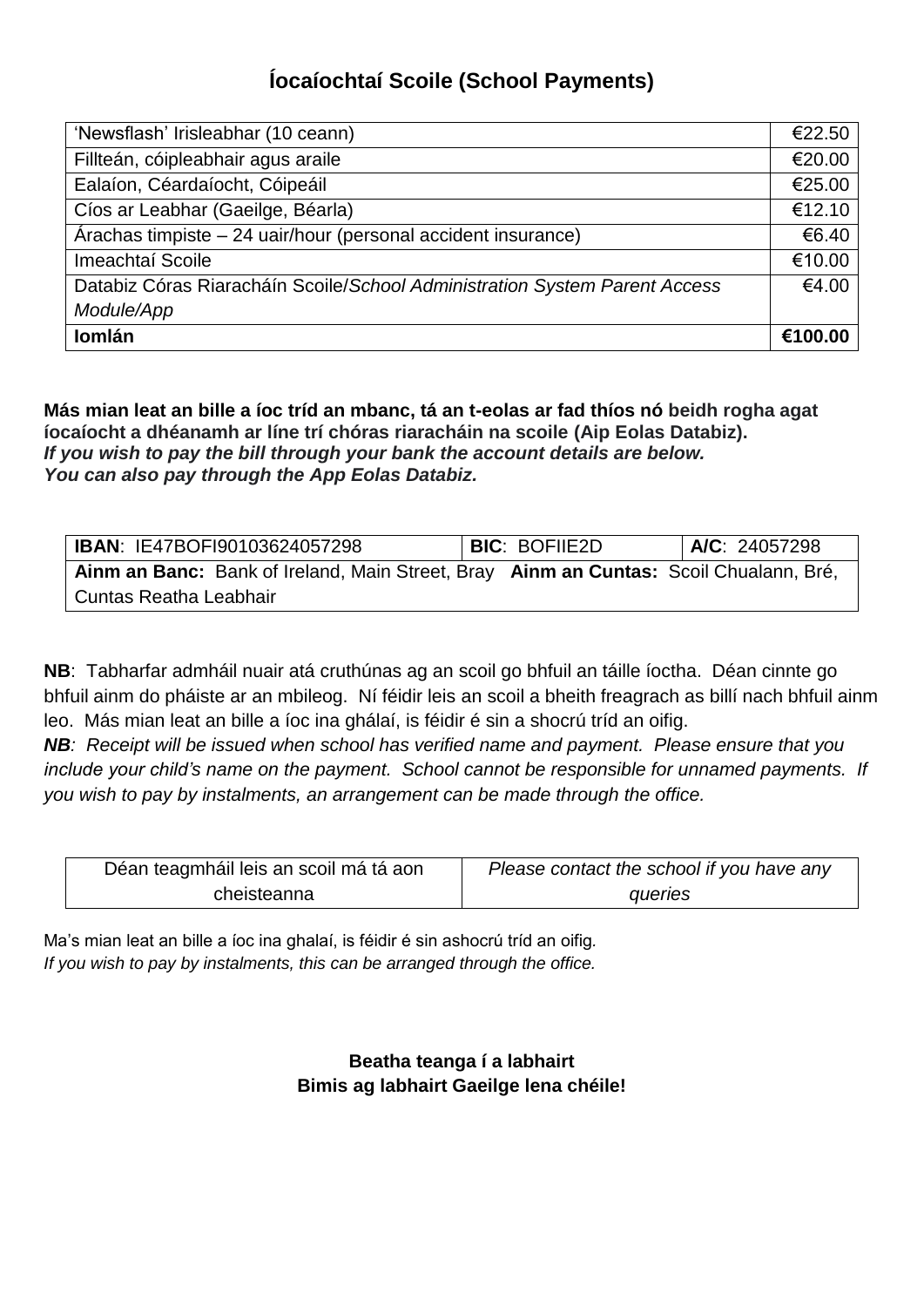## Íocaíochtaí Scoile (School Payments)

| | |
|---|---|
| 'Newsflash' Irisleabhar (10 ceann) | €22.50 |
| Fillteán, cóipleabhair agus araile | €20.00 |
| Ealaíon, Céardaíocht, Cóipeáil | €25.00 |
| Cíos ar Leabhar (Gaeilge, Béarla) | €12.10 |
| Árachas timpiste – 24 uair/hour (personal accident insurance) | €6.40 |
| Imeachtaí Scoile | €10.00 |
| Databiz Córas Riaracháin Scoile/*School Administration System Parent Access Module/App* | €4.00 |
| **Iomlán** | **€100.00** |

**Más mian leat an bille a íoc tríd an mbanc, tá an t-eolas ar fad thíos nó beidh rogha agat íocaíocht a dhéanamh ar líne trí chóras riaracháin na scoile (Aip Eolas Databiz).**
***If you wish to pay the bill through your bank the account details are below.***
***You can also pay through the App Eolas Databiz.***

| | | |
|---|---|---|
| **IBAN**: IE47BOFI90103624057298 | **BIC**: BOFIIE2D | **A/C**: 24057298 |
| **Ainm an Banc:** Bank of Ireland, Main Street, Bray **Ainm an Cuntas:** Scoil Chualann, Bré, Cuntas Reatha Leabhair | | |

**NB**: Tabharfar admháil nuair atá cruthúnas ag an scoil go bhfuil an táille íoctha. Déan cinnte go bhfuil ainm do pháiste ar an mbileog. Ní féidir leis an scoil a bheith freagrach as billí nach bhfuil ainm leo. Más mian leat an bille a íoc ina ghálaí, is féidir é sin a shocrú tríd an oifig.
***NB**: Receipt will be issued when school has verified name and payment. Please ensure that you include your child's name on the payment. School cannot be responsible for unnamed payments. If you wish to pay by instalments, an arrangement can be made through the office.*

| | |
|---|---|
| Déan teagmháil leis an scoil má tá aon cheisteanna | *Please contact the school if you have any queries* |

Ma's mian leat an bille a íoc ina ghalaí, is féidir é sin ashocrú tríd an oifig.
*If you wish to pay by instalments, this can be arranged through the office.*

**Beatha teanga í a labhairt**
**Bimis ag labhairt Gaeilge lena chéile!**